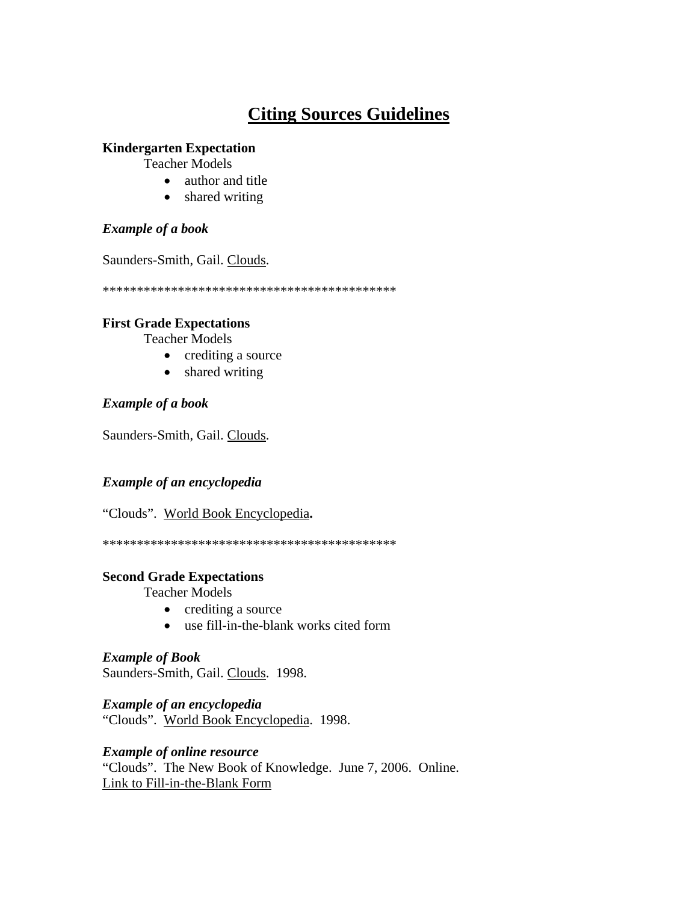# Citing Sources Guidelines

**Kindergarten Expectation**

Teacher Models

- author and title
- shared writing

***Example of a book***

Saunders-Smith, Gail. Clouds.

*******************************************

**First Grade Expectations**

Teacher Models

- crediting a source
- shared writing

***Example of a book***

Saunders-Smith, Gail. Clouds.

***Example of an encyclopedia***

"Clouds". World Book Encyclopedia**.**

*******************************************

**Second Grade Expectations**

Teacher Models

- crediting a source
- use fill-in-the-blank works cited form

***Example of Book***

Saunders-Smith, Gail. Clouds. 1998.

***Example of an encyclopedia***

"Clouds". World Book Encyclopedia. 1998.

***Example of online resource***

"Clouds". The New Book of Knowledge. June 7, 2006. Online.

Link to Fill-in-the-Blank Form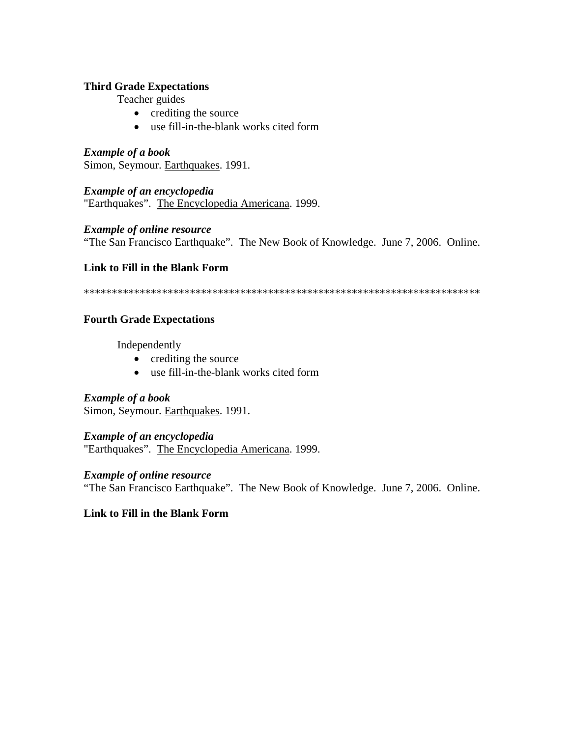**Third Grade Expectations**

Teacher guides

- crediting the source
- use fill-in-the-blank works cited form

***Example of a book***

Simon, Seymour. <u>Earthquakes</u>. 1991.

***Example of an encyclopedia***

"Earthquakes". <u>The Encyclopedia Americana</u>. 1999.

***Example of online resource***

"The San Francisco Earthquake". The New Book of Knowledge. June 7, 2006. Online.

**Link to Fill in the Blank Form**

************************************************************************

**Fourth Grade Expectations**

Independently

- crediting the source
- use fill-in-the-blank works cited form

***Example of a book***

Simon, Seymour. <u>Earthquakes</u>. 1991.

***Example of an encyclopedia***

"Earthquakes". <u>The Encyclopedia Americana</u>. 1999.

***Example of online resource***

"The San Francisco Earthquake". The New Book of Knowledge. June 7, 2006. Online.

**Link to Fill in the Blank Form**